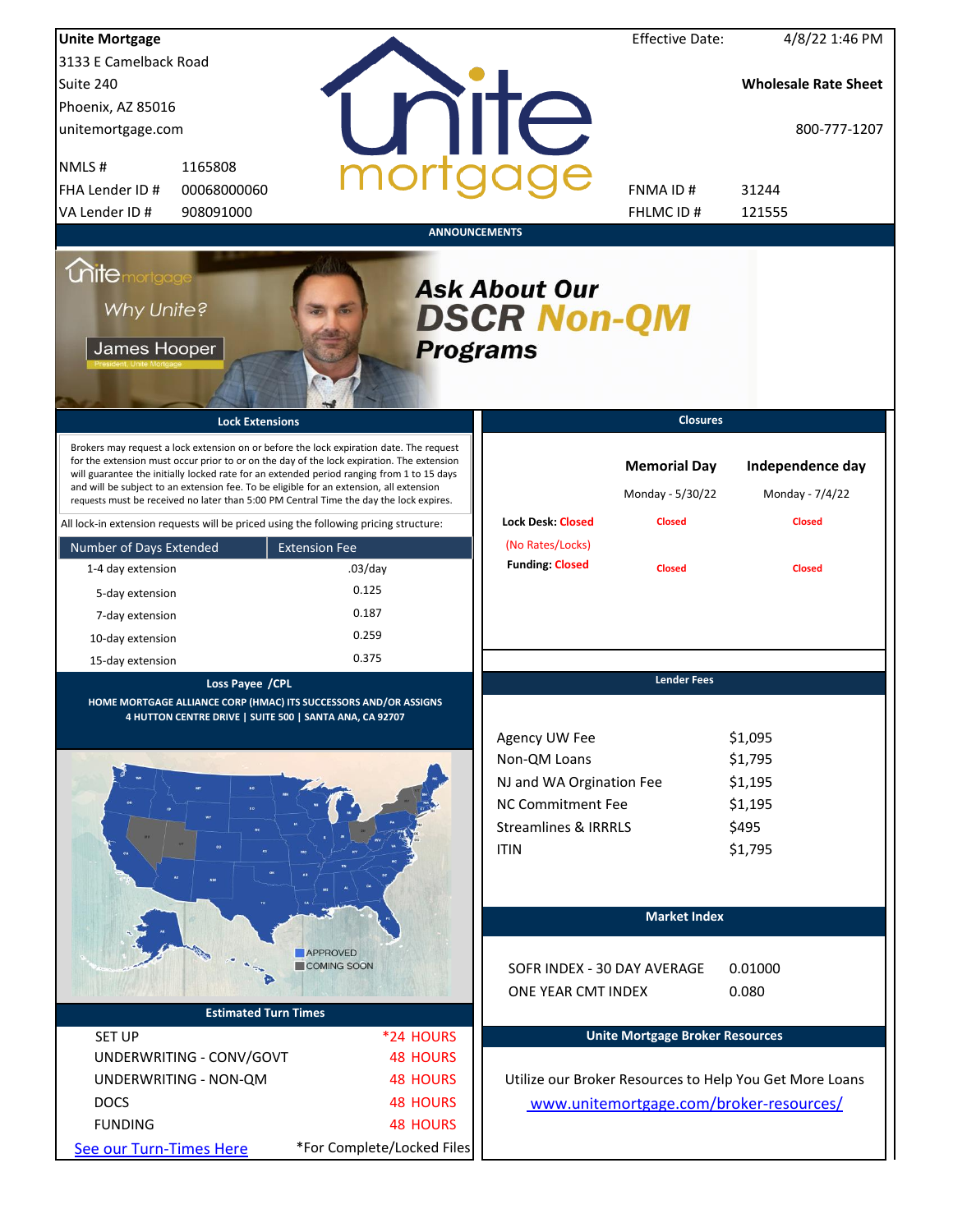**Unite Mortgage**
3133 E Camelback Road
Suite 240
Phoenix, AZ 85016
unitemortgage.com

| | |
|---|---|
| NMLS # | 1165808 |
| FHA Lender ID # | 00068000060 |
| VA Lender ID # | 908091000 |

Effective Date: 4/8/22 1:46 PM

**Wholesale Rate Sheet**

800-777-1207

| | |
|---|---|
| FNMA ID # | 31244 |
| FHLMC ID # | 121555 |

## ANNOUNCEMENTS

Why Unite?

James Hooper
President, Unite Mortgage

***Ask About Our DSCR Non-QM Programs***

## Lock Extensions

Brokers may request a lock extension on or before the lock expiration date. The request for the extension must occur prior to or on the day of the lock expiration. The extension will guarantee the initially locked rate for an extended period ranging from 1 to 15 days and will be subject to an extension fee. To be eligible for an extension, all extension requests must be received no later than 5:00 PM Central Time the day the lock expires.

All lock-in extension requests will be priced using the following pricing structure:

| Number of Days Extended | Extension Fee |
|---|---|
| 1-4 day extension | .03/day |
| 5-day extension | 0.125 |
| 7-day extension | 0.187 |
| 10-day extension | 0.259 |
| 15-day extension | 0.375 |

## Closures

| | Memorial Day | Independence day |
|---|---|---|
| | Monday - 5/30/22 | Monday - 7/4/22 |
| Lock Desk: Closed (No Rates/Locks) | Closed | Closed |
| Funding: Closed | Closed | Closed |

## Loss Payee /CPL

**HOME MORTGAGE ALLIANCE CORP (HMAC) ITS SUCCESSORS AND/OR ASSIGNS**
**4 HUTTON CENTRE DRIVE | SUITE 500 | SANTA ANA, CA 92707**

APPROVED
COMING SOON

## Lender Fees

| | |
|---|---|
| Agency UW Fee | $1,095 |
| Non-QM Loans | $1,795 |
| NJ and WA Orgination Fee | $1,195 |
| NC Commitment Fee | $1,195 |
| Streamlines & IRRRLS | $495 |
| ITIN | $1,795 |

## Market Index

| | |
|---|---|
| SOFR INDEX - 30 DAY AVERAGE | 0.01000 |
| ONE YEAR CMT INDEX | 0.080 |

## Estimated Turn Times

| | |
|---|---|
| SET UP | *24 HOURS |
| UNDERWRITING - CONV/GOVT | 48 HOURS |
| UNDERWRITING - NON-QM | 48 HOURS |
| DOCS | 48 HOURS |
| FUNDING | 48 HOURS |

See our Turn-Times Here

*For Complete/Locked Files

## Unite Mortgage Broker Resources

Utilize our Broker Resources to Help You Get More Loans
www.unitemortgage.com/broker-resources/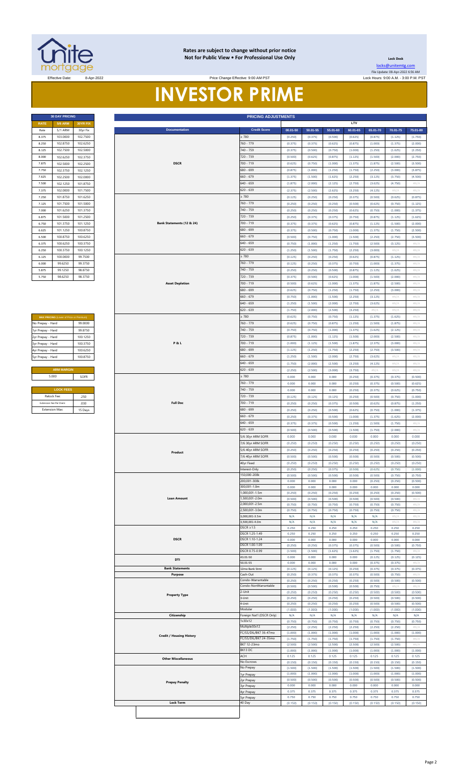**Rates are subject to change without prior notice**
**Not for Public View • For Professional Use Only**

**Lock Desk**

locks@unitemtg.com

File Update: 08-Apr-2022 6:56 AM

Effective Date: 8-Apr-2022

Price Change Effective: 9:00 AM PST

Lock Hours: 9:00 A.M. - 3:00 P.M. PST

# INVESTOR PRIME

| 30 DAY PRICING | | |
|---|---|---|
| RATE | 5/6 ARM | 30YR FIX |
| Rate | 5/1 ARM | 30yr Fix |
| 8.375 | 103.0000 | 102.7500 |
| 8.250 | 102.8750 | 102.6250 |
| 8.125 | 102.7500 | 102.5000 |
| 8.000 | 102.6250 | 102.3750 |
| 7.875 | 102.5000 | 102.2500 |
| 7.750 | 102.3750 | 102.1250 |
| 7.625 | 102.2500 | 102.0000 |
| 7.500 | 102.1250 | 101.8750 |
| 7.375 | 102.0000 | 101.7500 |
| 7.250 | 101.8750 | 101.6250 |
| 7.125 | 101.7500 | 101.5000 |
| 7.000 | 101.6250 | 101.3750 |
| 6.875 | 101.5000 | 101.2500 |
| 6.750 | 101.3750 | 101.1250 |
| 6.625 | 101.1250 | 100.8750 |
| 6.500 | 100.8750 | 100.6250 |
| 6.375 | 100.6250 | 100.3750 |
| 6.250 | 100.3750 | 100.1250 |
| 6.125 | 100.0000 | 99.7500 |
| 6.000 | 99.6250 | 99.3750 |
| 5.875 | 99.1250 | 98.8750 |
| 5.750 | 98.6250 | 98.3750 |

| MAX PRICING (Lower of Price or Premium) | |
|---|---|
| No Prepay - Hard | 99.0000 |
| 1yr Prepay - Hard | 99.8750 |
| 2yr Prepay - Hard | 100.1250 |
| 3yr Prepay - Hard | 100.3750 |
| 4yr Prepay - Hard | 100.6250 |
| 5yr Prepay - Hard | 100.8750 |

| ARM MARGIN | |
|---|---|
| 5.000 | SOFR |

| LOCK FEES | |
|---|---|
| Relock Fee: | .250 |
| Extension Fee Per Diem: | .030 |
| Extension Max: | 15 Days |

| PRICING ADJUSTMENTS | | | | | | | | |
|---|---|---|---|---|---|---|---|---|
| | | LTV | | | | | | |
| Documentation | Credit Score | 00.01-50 | 50.01-55 | 55.01-60 | 60.01-65 | 65.01-70 | 70.01-75 | 75.01-80 |
| DSCR | ≥ 780 | (0.250) | (0.375) | (0.500) | (0.625) | (0.875) | (1.125) | (1.750) |
| | 760 - 779 | (0.375) | (0.375) | (0.625) | (0.875) | (1.000) | (1.375) | (2.000) |
| | 740 - 759 | (0.375) | (0.500) | (0.750) | (1.000) | (1.250) | (1.625) | (2.250) |
| | 720 - 739 | (0.500) | (0.625) | (0.875) | (1.125) | (1.500) | (2.000) | (2.750) |
| | 700 - 719 | (0.625) | (0.750) | (1.000) | (1.375) | (1.875) | (2.500) | (3.500) |
| | 680 - 699 | (0.875) | (1.000) | (1.250) | (1.750) | (2.250) | (3.000) | (3.875) |
| | 660 - 679 | (1.375) | (1.500) | (1.625) | (2.250) | (3.125) | (3.750) | (4.500) |
| | 640 - 659 | (1.875) | (2.000) | (2.125) | (2.750) | (3.625) | (4.750) | #N/A |
| | 620 - 639 | (2.375) | (2.500) | (2.625) | (3.250) | (4.125) | #N/A | #N/A |
| Bank Statements (12 & 24) | ≥ 780 | (0.125) | (0.250) | (0.250) | (0.375) | (0.500) | (0.625) | (0.875) |
| | 760 - 779 | (0.250) | (0.250) | (0.250) | (0.500) | (0.625) | (0.750) | (1.125) |
| | 740 - 759 | (0.250) | (0.250) | (0.250) | (0.625) | (0.750) | (1.000) | (1.375) |
| | 720 - 739 | (0.250) | (0.375) | (0.375) | (0.750) | (0.875) | (1.125) | (1.625) |
| | 700 - 719 | (0.375) | (0.375) | (0.625) | (0.875) | (1.125) | (1.500) | (2.000) |
| | 680 - 699 | (0.375) | (0.500) | (0.750) | (1.000) | (1.375) | (1.750) | (2.500) |
| | 660 - 679 | (0.500) | (0.750) | (1.000) | (1.500) | (2.250) | (2.750) | (3.500) |
| | 640 - 659 | (0.750) | (1.000) | (1.250) | (1.750) | (2.500) | (3.125) | #N/A |
| | 620 - 639 | (1.250) | (1.500) | (1.750) | (2.250) | (3.000) | #N/A | #N/A |
| Asset Depletion | ≥ 780 | (0.125) | (0.250) | (0.250) | (0.625) | (0.875) | (1.125) | #N/A |
| | 760 - 779 | (0.125) | (0.250) | (0.375) | (0.750) | (1.000) | (1.375) | #N/A |
| | 740 - 759 | (0.250) | (0.250) | (0.500) | (0.875) | (1.125) | (1.625) | #N/A |
| | 720 - 739 | (0.375) | (0.500) | (0.625) | (1.000) | (1.500) | (2.000) | #N/A |
| | 700 - 719 | (0.500) | (0.625) | (1.000) | (1.375) | (1.875) | (2.500) | #N/A |
| | 680 - 699 | (0.625) | (0.750) | (1.250) | (1.750) | (2.250) | (3.000) | #N/A |
| | 660 - 679 | (0.750) | (1.000) | (1.500) | (2.250) | (3.125) | #N/A | #N/A |
| | 640 - 659 | (1.250) | (1.500) | (2.000) | (2.750) | (3.625) | #N/A | #N/A |
| | 620 - 639 | (1.750) | (2.000) | (2.500) | (3.250) | #N/A | #N/A | #N/A |
| P & L | ≥ 780 | (0.625) | (0.750) | (0.750) | (1.125) | (1.375) | (1.625) | #N/A |
| | 760 - 779 | (0.625) | (0.750) | (0.875) | (1.250) | (1.500) | (1.875) | #N/A |
| | 740 - 759 | (0.750) | (0.750) | (1.000) | (1.375) | (1.625) | (2.125) | #N/A |
| | 720 - 739 | (0.875) | (1.000) | (1.125) | (1.500) | (2.000) | (2.500) | #N/A |
| | 700 - 719 | (1.000) | (1.125) | (1.500) | (1.875) | (2.375) | (3.000) | #N/A |
| | 680 - 699 | (1.125) | (1.250) | (1.750) | (2.250) | (2.750) | (3.500) | #N/A |
| | 660 - 679 | (1.250) | (1.500) | (2.000) | (2.750) | (3.625) | #N/A | #N/A |
| | 640 - 659 | (1.750) | (2.000) | (2.500) | (3.250) | (4.125) | #N/A | #N/A |
| | 620 - 639 | (2.250) | (2.500) | (3.000) | (3.750) | #N/A | #N/A | #N/A |
| Full Doc | ≥ 780 | 0.000 | 0.000 | 0.000 | (0.250) | (0.375) | (0.375) | (0.500) |
| | 760 - 779 | 0.000 | 0.000 | 0.000 | (0.250) | (0.375) | (0.500) | (0.625) |
| | 740 - 759 | 0.000 | 0.000 | 0.000 | (0.250) | (0.375) | (0.625) | (0.750) |
| | 720 - 739 | (0.125) | (0.125) | (0.125) | (0.250) | (0.500) | (0.750) | (1.000) |
| | 700 - 719 | (0.250) | (0.250) | (0.375) | (0.500) | (0.625) | (0.875) | (1.250) |
| | 680 - 699 | (0.250) | (0.250) | (0.500) | (0.625) | (0.750) | (1.000) | (1.375) |
| | 660 - 679 | (0.250) | (0.375) | (0.500) | (1.000) | (1.375) | (1.625) | (2.000) |
| | 640 - 659 | (0.375) | (0.375) | (0.500) | (1.250) | (1.500) | (1.750) | #N/A |
| | 620 - 639 | (0.500) | (0.500) | (0.500) | (1.500) | (1.750) | (2.000) | #N/A |
| Product | 5/6 30yr ARM SOFR | 0.000 | 0.000 | 0.000 | 0.000 | 0.000 | 0.000 | 0.000 |
| | 7/6 30yr ARM SOFR | (0.250) | (0.250) | (0.250) | (0.250) | (0.250) | (0.250) | (0.250) |
| | 5/6 40yr ARM SOFR | (0.250) | (0.250) | (0.250) | (0.250) | (0.250) | (0.250) | (0.250) |
| | 7/6 40yr ARM SOFR | (0.500) | (0.500) | (0.500) | (0.500) | (0.500) | (0.500) | (0.500) |
| | 40yr Fixed | (0.250) | (0.250) | (0.250) | (0.250) | (0.250) | (0.250) | (0.250) |
| | Interest-Only | (0.250) | (0.250) | (0.375) | (0.500) | (0.625) | (0.750) | (1.000) |
| Loan Amount | 150,000-200k | (0.500) | (0.500) | (0.500) | (0.500) | (0.500) | (0.750) | (0.750) |
| | 200,001-300k | 0.000 | 0.000 | 0.000 | 0.000 | (0.250) | (0.250) | (0.500) |
| | 300,001-1.0m | 0.000 | 0.000 | 0.000 | 0.000 | 0.000 | 0.000 | 0.000 |
| | 1,000,001-1.5m | (0.250) | (0.250) | (0.250) | (0.250) | (0.250) | (0.250) | (0.500) |
| | 1,500,001-2.0m | (0.500) | (0.500) | (0.500) | (0.500) | (0.500) | (0.500) | #N/A |
| | 2,000,001-2.5m | (0.750) | (0.750) | (0.750) | (0.750) | (0.750) | (0.750) | #N/A |
| | 2,500,001-3.0m | (0.750) | (0.750) | (0.750) | (0.750) | (0.750) | (0.750) | #N/A |
| | 3,000,001-3.5m | N/A | N/A | N/A | N/A | N/A | #N/A | #N/A |
| | 3,500,001-4.0m | N/A | N/A | N/A | N/A | N/A | #N/A | #N/A |
| DSCR | DSCR ≥1.5 | 0.250 | 0.250 | 0.250 | 0.250 | 0.250 | 0.250 | 0.250 |
| | DSCR 1.25-1.49 | 0.250 | 0.250 | 0.250 | 0.250 | 0.250 | 0.250 | 0.250 |
| | DSCR 1.10-1.24 | 0.000 | 0.000 | 0.000 | 0.000 | 0.000 | 0.000 | 0.000 |
| | DSCR 1.00-1.09 | (0.250) | (0.250) | (0.375) | (0.375) | (0.500) | (0.500) | (0.750) |
| | DSCR 0.75-0.99 | (1.500) | (1.500) | (1.625) | (1.625) | (1.750) | (1.750) | #N/A |
| DTI | 43.01-50 | 0.000 | 0.000 | 0.000 | 0.000 | (0.125) | (0.125) | (0.125) |
| | 50.01-55 | 0.000 | 0.000 | 0.000 | 0.000 | (0.375) | (0.375) | #N/A |
| Bank Statements | 12mo Bank Stmt | (0.125) | (0.125) | (0.125) | (0.250) | (0.375) | (0.375) | (0.375) |
| Purpose | Cash-Out | (0.250) | (0.375) | (0.375) | (0.375) | (0.500) | (0.750) | #N/A |
| Property Type | Condo-Warrantable | (0.250) | (0.250) | (0.250) | (0.250) | (0.500) | (0.500) | (0.500) |
| | Condo-NonWarrantable | (0.500) | (0.500) | (0.500) | (0.500) | (0.750) | #N/A | #N/A |
| | 2-Unit | (0.250) | (0.250) | (0.250) | (0.250) | (0.500) | (0.500) | (0.500) |
| | 3-Unit | (0.250) | (0.250) | (0.250) | (0.250) | (0.500) | (0.500) | (0.500) |
| | 4-Unit | (0.250) | (0.250) | (0.250) | (0.250) | (0.500) | (0.500) | (0.500) |
| | Modular | (1.000) | (1.000) | (1.000) | (1.000) | (1.000) | (1.000) | (1.000) |
| Citizenship | Foreign Nat'l (DSCR Only) | N/A | N/A | N/A | N/A | N/A | N/A | N/A |
| Credit / Housing History | 1x30x12 | (0.750) | (0.750) | (0.750) | (0.750) | (0.750) | (0.750) | (0.750) |
| | Multiple30x12 | (2.250) | (2.250) | (2.250) | (2.250) | (2.250) | (2.250) | #N/A |
| | FC/SS/DIL/BK7 36-47mo | (1.000) | (1.000) | (1.000) | (1.000) | (1.000) | (1.000) | (1.000) |
| | FC/SS/DIL/BK7 24-35mo | (1.750) | (1.750) | (1.750) | (1.750) | (1.750) | (1.750) | #N/A |
| | BK7 12-23mo | (2.500) | (2.500) | (2.500) | (2.500) | (2.500) | (2.500) | #N/A |
| | BK13 DC | (1.000) | (1.000) | (1.000) | (1.000) | (1.000) | (1.000) | (1.000) |
| Other Miscellaneous | ACH | 0.125 | 0.125 | 0.125 | 0.125 | 0.125 | 0.125 | 0.125 |
| | No Escrows | (0.150) | (0.150) | (0.150) | (0.150) | (0.150) | (0.150) | (0.150) |
| Prepay Penalty | No Prepay | (1.500) | (1.500) | (1.500) | (1.500) | (1.500) | (1.500) | (1.500) |
| | 1yr Prepay | (1.000) | (1.000) | (1.000) | (1.000) | (1.000) | (1.000) | (1.000) |
| | 2yr Prepay | (0.500) | (0.500) | (0.500) | (0.500) | (0.500) | (0.500) | (0.500) |
| | 3yr Prepay | 0.000 | 0.000 | 0.000 | 0.000 | 0.000 | 0.000 | 0.000 |
| | 4yr Prepay | 0.375 | 0.375 | 0.375 | 0.375 | 0.375 | 0.375 | 0.375 |
| | 5yr Prepay | 0.750 | 0.750 | 0.750 | 0.750 | 0.750 | 0.750 | 0.750 |
| Lock Term | 40 Day | (0.150) | (0.150) | (0.150) | (0.150) | (0.150) | (0.150) | (0.150) |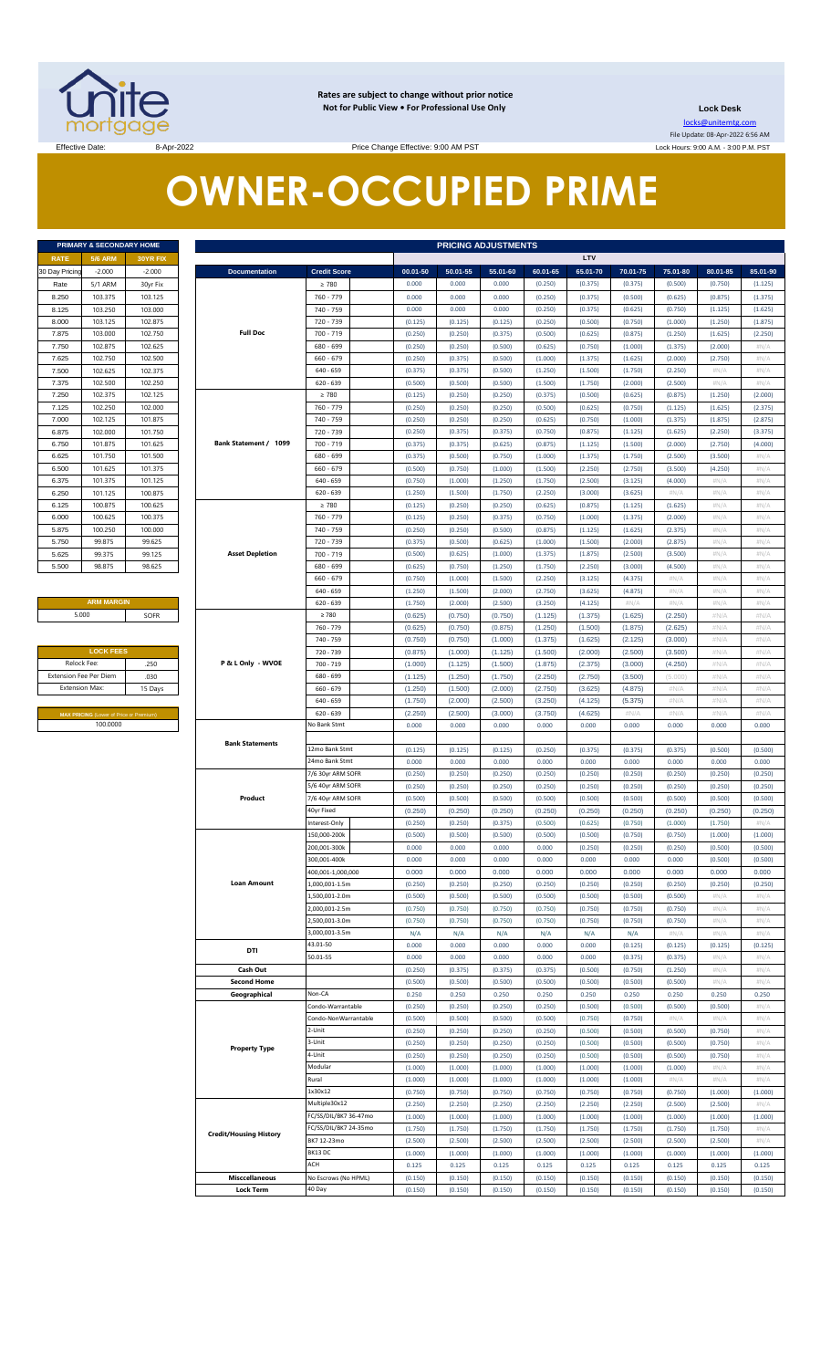**Rates are subject to change without prior notice**
**Not for Public View • For Professional Use Only**

**Lock Desk**
locks@unitemtg.com
File Update: 08-Apr-2022 6:56 AM
Lock Hours: 9:00 A.M. - 3:00 P.M. PST

Effective Date: 8-Apr-2022 Price Change Effective: 9:00 AM PST

# OWNER-OCCUPIED PRIME

| PRIMARY & SECONDARY HOME | | |
|---|---|---|
| RATE | 5/6 ARM | 30YR FIX |
| 30 Day Pricing | -2.000 | -2.000 |
| Rate | 5/1 ARM | 30yr Fix |
| 8.250 | 103.375 | 103.125 |
| 8.125 | 103.250 | 103.000 |
| 8.000 | 103.125 | 102.875 |
| 7.875 | 103.000 | 102.750 |
| 7.750 | 102.875 | 102.625 |
| 7.625 | 102.750 | 102.500 |
| 7.500 | 102.625 | 102.375 |
| 7.375 | 102.500 | 102.250 |
| 7.250 | 102.375 | 102.125 |
| 7.125 | 102.250 | 102.000 |
| 7.000 | 102.125 | 101.875 |
| 6.875 | 102.000 | 101.750 |
| 6.750 | 101.875 | 101.625 |
| 6.625 | 101.750 | 101.500 |
| 6.500 | 101.625 | 101.375 |
| 6.375 | 101.375 | 101.125 |
| 6.250 | 101.125 | 100.875 |
| 6.125 | 100.875 | 100.625 |
| 6.000 | 100.625 | 100.375 |
| 5.875 | 100.250 | 100.000 |
| 5.750 | 99.875 | 99.625 |
| 5.625 | 99.375 | 99.125 |
| 5.500 | 98.875 | 98.625 |

| ARM MARGIN | |
|---|---|
| 5.000 | SOFR |

| LOCK FEES | |
|---|---|
| Relock Fee: | .250 |
| Extension Fee Per Diem | .030 |
| Extension Max: | 15 Days |

| MAX PRICING (Lower of Price or Premium) |
|---|
| 100.0000 |

| PRICING ADJUSTMENTS | | | | | | | | | | |
|---|---|---|---|---|---|---|---|---|---|---|
| | | LTV | | | | | | | | |
| Documentation | Credit Score | 00.01-50 | 50.01-55 | 55.01-60 | 60.01-65 | 65.01-70 | 70.01-75 | 75.01-80 | 80.01-85 | 85.01-90 |
| Full Doc | ≥ 780 | 0.000 | 0.000 | 0.000 | (0.250) | (0.375) | (0.375) | (0.500) | (0.750) | (1.125) |
| | 760 - 779 | 0.000 | 0.000 | 0.000 | (0.250) | (0.375) | (0.500) | (0.625) | (0.875) | (1.375) |
| | 740 - 759 | 0.000 | 0.000 | 0.000 | (0.250) | (0.375) | (0.625) | (0.750) | (1.125) | (1.625) |
| | 720 - 739 | (0.125) | (0.125) | (0.125) | (0.250) | (0.500) | (0.750) | (1.000) | (1.250) | (1.875) |
| | 700 - 719 | (0.250) | (0.250) | (0.375) | (0.500) | (0.625) | (0.875) | (1.250) | (1.625) | (2.250) |
| | 680 - 699 | (0.250) | (0.250) | (0.500) | (0.625) | (0.750) | (1.000) | (1.375) | (2.000) | #N/A |
| | 660 - 679 | (0.250) | (0.375) | (0.500) | (1.000) | (1.375) | (1.625) | (2.000) | (2.750) | #N/A |
| | 640 - 659 | (0.375) | (0.375) | (0.500) | (1.250) | (1.500) | (1.750) | (2.250) | #N/A | #N/A |
| | 620 - 639 | (0.500) | (0.500) | (0.500) | (1.500) | (1.750) | (2.000) | (2.500) | #N/A | #N/A |
| Bank Statement / 1099 | ≥ 780 | (0.125) | (0.250) | (0.250) | (0.375) | (0.500) | (0.625) | (0.875) | (1.250) | (2.000) |
| | 760 - 779 | (0.250) | (0.250) | (0.250) | (0.500) | (0.625) | (0.750) | (1.125) | (1.625) | (2.375) |
| | 740 - 759 | (0.250) | (0.250) | (0.250) | (0.625) | (0.750) | (1.000) | (1.375) | (1.875) | (2.875) |
| | 720 - 739 | (0.250) | (0.375) | (0.375) | (0.750) | (0.875) | (1.125) | (1.625) | (2.250) | (3.375) |
| | 700 - 719 | (0.375) | (0.375) | (0.625) | (0.875) | (1.125) | (1.500) | (2.000) | (2.750) | (4.000) |
| | 680 - 699 | (0.375) | (0.500) | (0.750) | (1.000) | (1.375) | (1.750) | (2.500) | (3.500) | #N/A |
| | 660 - 679 | (0.500) | (0.750) | (1.000) | (1.500) | (2.250) | (2.750) | (3.500) | (4.250) | #N/A |
| | 640 - 659 | (0.750) | (1.000) | (1.250) | (1.750) | (2.500) | (3.125) | (4.000) | #N/A | #N/A |
| | 620 - 639 | (1.250) | (1.500) | (1.750) | (2.250) | (3.000) | (3.625) | #N/A | #N/A | #N/A |
| Asset Depletion | ≥ 780 | (0.125) | (0.250) | (0.250) | (0.625) | (0.875) | (1.125) | (1.625) | #N/A | #N/A |
| | 760 - 779 | (0.125) | (0.250) | (0.375) | (0.750) | (1.000) | (1.375) | (2.000) | #N/A | #N/A |
| | 740 - 759 | (0.250) | (0.250) | (0.500) | (0.875) | (1.125) | (1.625) | (2.375) | #N/A | #N/A |
| | 720 - 739 | (0.375) | (0.500) | (0.625) | (1.000) | (1.500) | (2.000) | (2.875) | #N/A | #N/A |
| | 700 - 719 | (0.500) | (0.625) | (1.000) | (1.375) | (1.875) | (2.500) | (3.500) | #N/A | #N/A |
| | 680 - 699 | (0.625) | (0.750) | (1.250) | (1.750) | (2.250) | (3.000) | (4.500) | #N/A | #N/A |
| | 660 - 679 | (0.750) | (1.000) | (1.500) | (2.250) | (3.125) | (4.375) | #N/A | #N/A | #N/A |
| | 640 - 659 | (1.250) | (1.500) | (2.000) | (2.750) | (3.625) | (4.875) | #N/A | #N/A | #N/A |
| | 620 - 639 | (1.750) | (2.000) | (2.500) | (3.250) | (4.125) | #N/A | #N/A | #N/A | #N/A |
| P & L Only - WVOE | ≥ 780 | (0.625) | (0.750) | (0.750) | (1.125) | (1.375) | (1.625) | (2.250) | #N/A | #N/A |
| | 760 - 779 | (0.625) | (0.750) | (0.875) | (1.250) | (1.500) | (1.875) | (2.625) | #N/A | #N/A |
| | 740 - 759 | (0.750) | (0.750) | (1.000) | (1.375) | (1.625) | (2.125) | (3.000) | #N/A | #N/A |
| | 720 - 739 | (0.875) | (1.000) | (1.125) | (1.500) | (2.000) | (2.500) | (3.500) | #N/A | #N/A |
| | 700 - 719 | (1.000) | (1.125) | (1.500) | (1.875) | (2.375) | (3.000) | (4.250) | #N/A | #N/A |
| | 680 - 699 | (1.125) | (1.250) | (1.750) | (2.250) | (2.750) | (3.500) | (5.000) | #N/A | #N/A |
| | 660 - 679 | (1.250) | (1.500) | (2.000) | (2.750) | (3.625) | (4.875) | #N/A | #N/A | #N/A |
| | 640 - 659 | (1.750) | (2.000) | (2.500) | (3.250) | (4.125) | (5.375) | #N/A | #N/A | #N/A |
| | 620 - 639 | (2.250) | (2.500) | (3.000) | (3.750) | (4.625) | #N/A | #N/A | #N/A | #N/A |
| Bank Statements | No Bank Stmt | 0.000 | 0.000 | 0.000 | 0.000 | 0.000 | 0.000 | 0.000 | 0.000 | 0.000 |
| | 12mo Bank Stmt | (0.125) | (0.125) | (0.125) | (0.250) | (0.375) | (0.375) | (0.375) | (0.500) | (0.500) |
| | 24mo Bank Stmt | 0.000 | 0.000 | 0.000 | 0.000 | 0.000 | 0.000 | 0.000 | 0.000 | 0.000 |
| Product | 7/6 30yr ARM SOFR | (0.250) | (0.250) | (0.250) | (0.250) | (0.250) | (0.250) | (0.250) | (0.250) | (0.250) |
| | 5/6 40yr ARM SOFR | (0.250) | (0.250) | (0.250) | (0.250) | (0.250) | (0.250) | (0.250) | (0.250) | (0.250) |
| | 7/6 40yr ARM SOFR | (0.500) | (0.500) | (0.500) | (0.500) | (0.500) | (0.500) | (0.500) | (0.500) | (0.500) |
| | 40yr Fixed | (0.250) | (0.250) | (0.250) | (0.250) | (0.250) | (0.250) | (0.250) | (0.250) | (0.250) |
| | Interest-Only | (0.250) | (0.250) | (0.375) | (0.500) | (0.625) | (0.750) | (1.000) | (1.750) | #N/A |
| Loan Amount | 150,000-200k | (0.500) | (0.500) | (0.500) | (0.500) | (0.500) | (0.750) | (0.750) | (1.000) | (1.000) |
| | 200,001-300k | 0.000 | 0.000 | 0.000 | 0.000 | (0.250) | (0.250) | (0.250) | (0.500) | (0.500) |
| | 300,001-400k | 0.000 | 0.000 | 0.000 | 0.000 | 0.000 | 0.000 | 0.000 | (0.500) | (0.500) |
| | 400,001-1,000,000 | 0.000 | 0.000 | 0.000 | 0.000 | 0.000 | 0.000 | 0.000 | 0.000 | 0.000 |
| | 1,000,001-1.5m | (0.250) | (0.250) | (0.250) | (0.250) | (0.250) | (0.250) | (0.250) | (0.250) | (0.250) |
| | 1,500,001-2.0m | (0.500) | (0.500) | (0.500) | (0.500) | (0.500) | (0.500) | (0.500) | #N/A | #N/A |
| | 2,000,001-2.5m | (0.750) | (0.750) | (0.750) | (0.750) | (0.750) | (0.750) | (0.750) | #N/A | #N/A |
| | 2,500,001-3.0m | (0.750) | (0.750) | (0.750) | (0.750) | (0.750) | (0.750) | (0.750) | #N/A | #N/A |
| | 3,000,001-3.5m | N/A | N/A | N/A | N/A | N/A | N/A | #N/A | #N/A | #N/A |
| DTI | 43.01-50 | 0.000 | 0.000 | 0.000 | 0.000 | 0.000 | (0.125) | (0.125) | (0.125) | (0.125) |
| | 50.01-55 | 0.000 | 0.000 | 0.000 | 0.000 | 0.000 | (0.375) | (0.375) | #N/A | #N/A |
| Cash Out | | (0.250) | (0.375) | (0.375) | (0.375) | (0.500) | (0.750) | (1.250) | #N/A | #N/A |
| Second Home | | (0.500) | (0.500) | (0.500) | (0.500) | (0.500) | (0.500) | (0.500) | #N/A | #N/A |
| Geographical | Non-CA | 0.250 | 0.250 | 0.250 | 0.250 | 0.250 | 0.250 | 0.250 | 0.250 | 0.250 |
| Property Type | Condo-Warrantable | (0.250) | (0.250) | (0.250) | (0.250) | (0.500) | (0.500) | (0.500) | (0.500) | #N/A |
| | Condo-NonWarrantable | (0.500) | (0.500) | (0.500) | (0.500) | (0.750) | (0.750) | #N/A | #N/A | #N/A |
| | 2-Unit | (0.250) | (0.250) | (0.250) | (0.250) | (0.500) | (0.500) | (0.500) | (0.750) | #N/A |
| | 3-Unit | (0.250) | (0.250) | (0.250) | (0.250) | (0.500) | (0.500) | (0.500) | (0.750) | #N/A |
| | 4-Unit | (0.250) | (0.250) | (0.250) | (0.250) | (0.500) | (0.500) | (0.500) | (0.750) | #N/A |
| | Modular | (1.000) | (1.000) | (1.000) | (1.000) | (1.000) | (1.000) | (1.000) | #N/A | #N/A |
| | Rural | (1.000) | (1.000) | (1.000) | (1.000) | (1.000) | (1.000) | #N/A | #N/A | #N/A |
| Credit/Housing History | 1x30x12 | (0.750) | (0.750) | (0.750) | (0.750) | (0.750) | (0.750) | (0.750) | (1.000) | (1.000) |
| | Multiple30x12 | (2.250) | (2.250) | (2.250) | (2.250) | (2.250) | (2.250) | (2.500) | (2.500) | #N/A |
| | FC/SS/DIL/BK7 36-47mo | (1.000) | (1.000) | (1.000) | (1.000) | (1.000) | (1.000) | (1.000) | (1.000) | (1.000) |
| | FC/SS/DIL/BK7 24-35mo | (1.750) | (1.750) | (1.750) | (1.750) | (1.750) | (1.750) | (1.750) | (1.750) | #N/A |
| | BK7 12-23mo | (2.500) | (2.500) | (2.500) | (2.500) | (2.500) | (2.500) | (2.500) | (2.500) | #N/A |
| | BK13 DC | (1.000) | (1.000) | (1.000) | (1.000) | (1.000) | (1.000) | (1.000) | (1.000) | (1.000) |
| | ACH | 0.125 | 0.125 | 0.125 | 0.125 | 0.125 | 0.125 | 0.125 | 0.125 | 0.125 |
| Misccellaneous | No Escrows (No HPML) | (0.150) | (0.150) | (0.150) | (0.150) | (0.150) | (0.150) | (0.150) | (0.150) | (0.150) |
| Lock Term | 40 Day | (0.150) | (0.150) | (0.150) | (0.150) | (0.150) | (0.150) | (0.150) | (0.150) | (0.150) |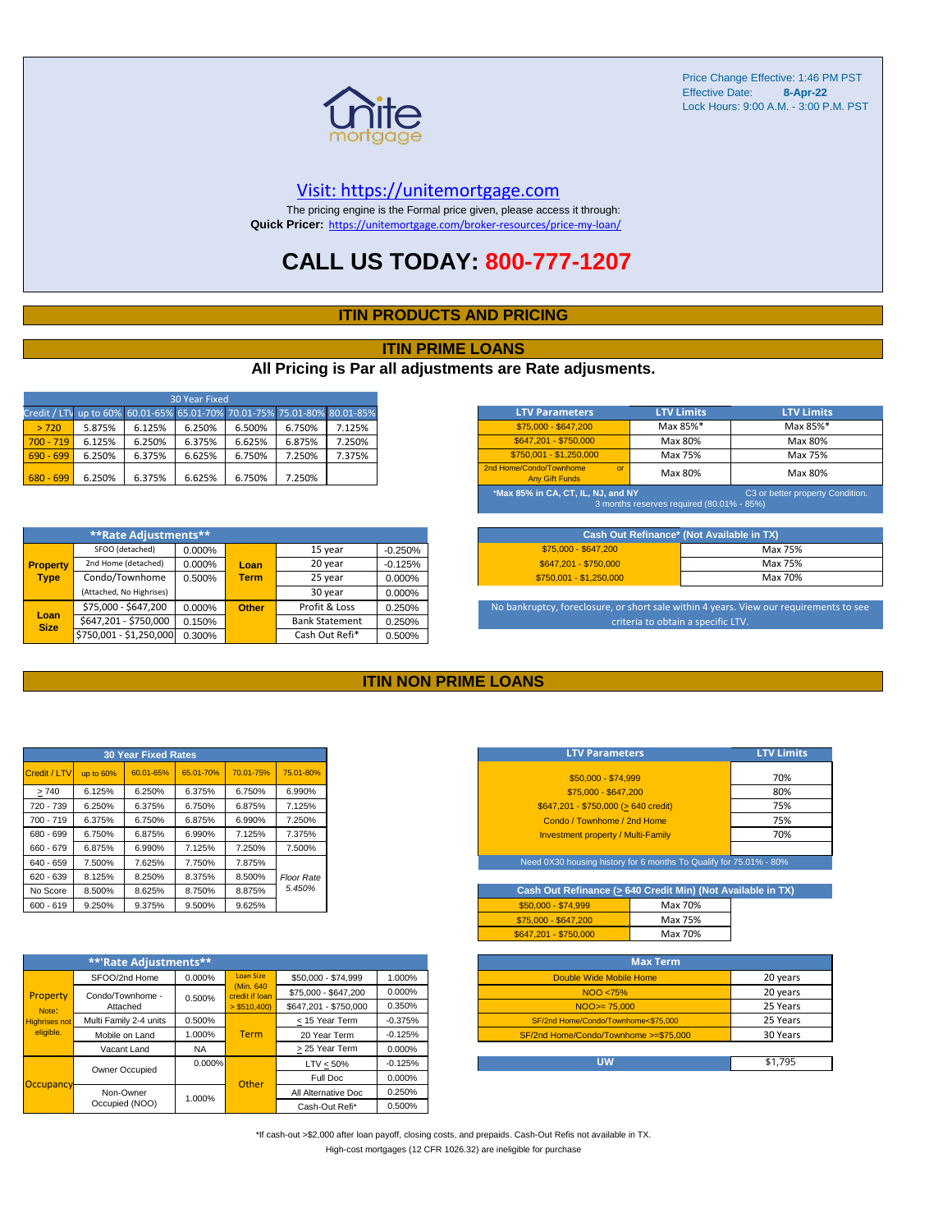Price Change Effective: 1:46 PM PST
Effective Date: **8-Apr-22**
Lock Hours: 9:00 A.M. - 3:00 P.M. PST

unite mortgage

Visit: https://unitemortgage.com

The pricing engine is the Formal price given, please access it through:
**Quick Pricer:** https://unitemortgage.com/broker-resources/price-my-loan/

# CALL US TODAY: 800-777-1207

## ITIN PRODUCTS AND PRICING

## ITIN PRIME LOANS

### All Pricing is Par all adjustments are Rate adjusments.

| 30 Year Fixed | | | | | | |
|---|---|---|---|---|---|---|
| Credit / LTV | up to 60% | 60.01-65% | 65.01-70% | 70.01-75% | 75.01-80% | 80.01-85% |
| > 720 | 5.875% | 6.125% | 6.250% | 6.500% | 6.750% | 7.125% |
| 700 - 719 | 6.125% | 6.250% | 6.375% | 6.625% | 6.875% | 7.250% |
| 690 - 699 | 6.250% | 6.375% | 6.625% | 6.750% | 7.250% | 7.375% |
| 680 - 699 | 6.250% | 6.375% | 6.625% | 6.750% | 7.250% | |

| LTV Parameters | LTV Limits | LTV Limits |
|---|---|---|
| $75,000 - $647,200 | Max 85%* | Max 85%* |
| $647,201 - $750,000 | Max 80% | Max 80% |
| $750,001 - $1,250,000 | Max 75% | Max 75% |
| 2nd Home/Condo/Townhome or Any Gift Funds | Max 80% | Max 80% |

*Max 85% in CA, CT, IL, NJ, and NY — C3 or better property Condition. 3 months reserves required (80.01% - 85%)

| **Rate Adjustments** | | | | | |
|---|---|---|---|---|---|
| Property Type | SFOO (detached) | 0.000% | Loan Term | 15 year | -0.250% |
| | 2nd Home (detached) | 0.000% | | 20 year | -0.125% |
| | Condo/Townhome | 0.500% | | 25 year | 0.000% |
| | (Attached, No Highrises) | | | 30 year | 0.000% |
| Loan Size | $75,000 - $647,200 | 0.000% | Other | Profit & Loss | 0.250% |
| | $647,201 - $750,000 | 0.150% | | Bank Statement | 0.250% |
| | $750,001 - $1,250,000 | 0.300% | | Cash Out Refi* | 0.500% |

| Cash Out Refinance* (Not Available in TX) | |
|---|---|
| $75,000 - $647,200 | Max 75% |
| $647,201 - $750,000 | Max 75% |
| $750,001 - $1,250,000 | Max 70% |

No bankruptcy, foreclosure, or short sale within 4 years. View our requirements to see criteria to obtain a specific LTV.

## ITIN NON PRIME LOANS

| 30 Year Fixed Rates | | | | | |
|---|---|---|---|---|---|
| Credit / LTV | up to 60% | 60.01-65% | 65.01-70% | 70.01-75% | 75.01-80% |
| ≥ 740 | 6.125% | 6.250% | 6.375% | 6.750% | 6.990% |
| 720 - 739 | 6.250% | 6.375% | 6.750% | 6.875% | 7.125% |
| 700 - 719 | 6.375% | 6.750% | 6.875% | 6.990% | 7.250% |
| 680 - 699 | 6.750% | 6.875% | 6.990% | 7.125% | 7.375% |
| 660 - 679 | 6.875% | 6.990% | 7.125% | 7.250% | 7.500% |
| 640 - 659 | 7.500% | 7.625% | 7.750% | 7.875% | |
| 620 - 639 | 8.125% | 8.250% | 8.375% | 8.500% | *Floor Rate 5.450%* |
| No Score | 8.500% | 8.625% | 8.750% | 8.875% | |
| 600 - 619 | 9.250% | 9.375% | 9.500% | 9.625% | |

| LTV Parameters | LTV Limits |
|---|---|
| $50,000 - $74,999 | 70% |
| $75,000 - $647,200 | 80% |
| $647,201 - $750,000 (≥ 640 credit) | 75% |
| Condo / Townhome / 2nd Home | 75% |
| Investment property / Multi-Family | 70% |

Need 0X30 housing history for 6 months To Qualify for 75.01% - 80%

| Cash Out Refinance (≥ 640 Credit Min) (Not Available in TX) | |
|---|---|
| $50,000 - $74,999 | Max 70% |
| $75,000 - $647,200 | Max 75% |
| $647,201 - $750,000 | Max 70% |

| **Rate Adjustments** | | | | | |
|---|---|---|---|---|---|
| Property (Note: Highrises not eligible.) | SFOO/2nd Home | 0.000% | Loan Size (Min. 640 credit if loan > $510,400) | $50,000 - $74,999 | 1.000% |
| | Condo/Townhome - Attached | 0.500% | | $75,000 - $647,200 | 0.000% |
| | | | | $647,201 - $750,000 | 0.350% |
| | Multi Family 2-4 units | 0.500% | Term | ≤ 15 Year Term | -0.375% |
| | Mobile on Land | 1.000% | | 20 Year Term | -0.125% |
| | Vacant Land | NA | | ≥ 25 Year Term | 0.000% |
| Occupancy | Owner Occupied | 0.000% | Other | LTV ≤ 50% | -0.125% |
| | | | | Full Doc | 0.000% |
| | Non-Owner Occupied (NOO) | 1.000% | | All Alternative Doc | 0.250% |
| | | | | Cash-Out Refi* | 0.500% |

| Max Term | |
|---|---|
| Double Wide Mobile Home | 20 years |
| NOO <75% | 20 years |
| NOO>= 75,000 | 25 Years |
| SF/2nd Home/Condo/Townhome<$75,000 | 25 Years |
| SF/2nd Home/Condo/Townhome >=$75,000 | 30 Years |

| UW | $1,795 |
|---|---|

*If cash-out >$2,000 after loan payoff, closing costs, and prepaids. Cash-Out Refis not available in TX.

High-cost mortgages (12 CFR 1026.32) are ineligible for purchase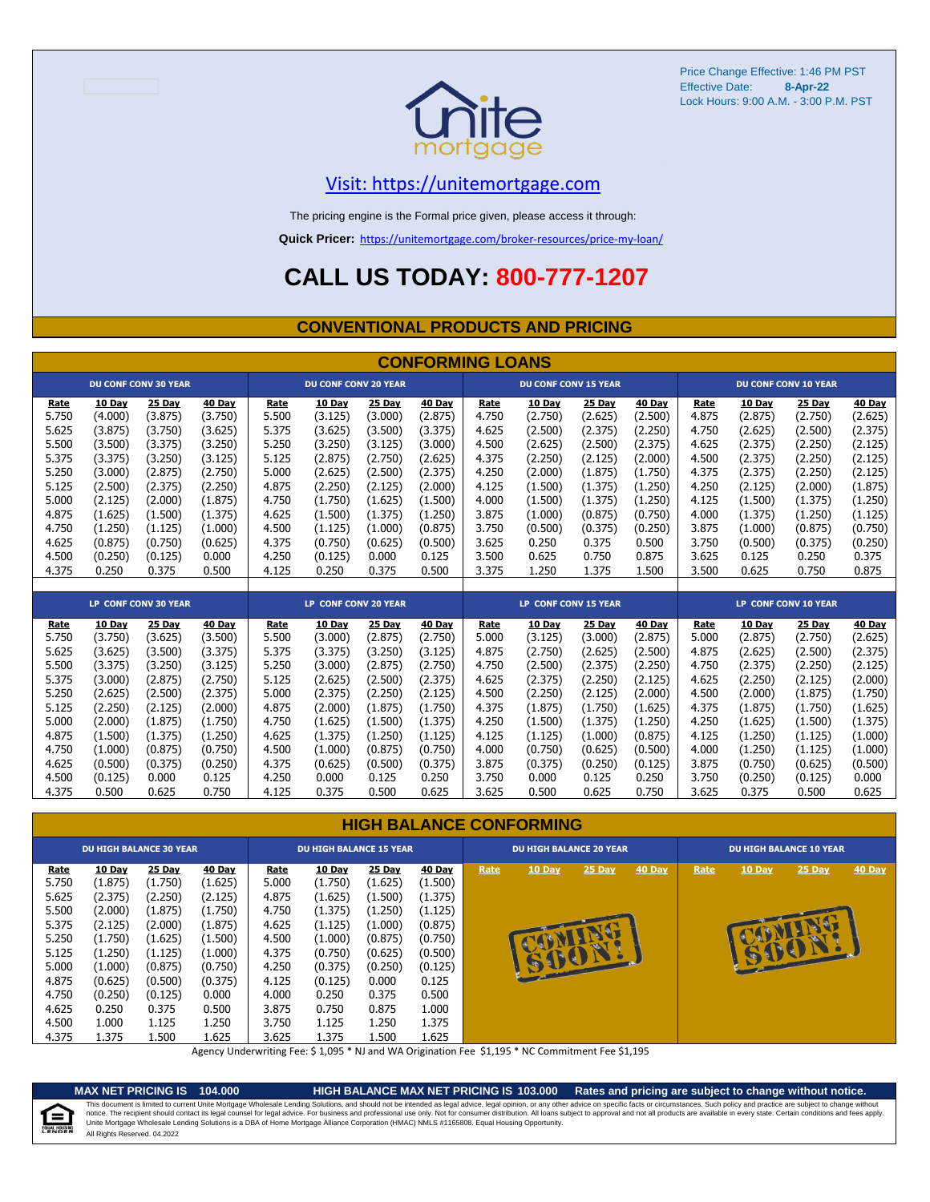Price Change Effective: 1:46 PM PST
Effective Date: **8-Apr-22**
Lock Hours: 9:00 A.M. - 3:00 P.M. PST

unite mortgage

Visit: https://unitemortgage.com

The pricing engine is the Formal price given, please access it through:

**Quick Pricer:** https://unitemortgage.com/broker-resources/price-my-loan/

# CALL US TODAY: 800-777-1207

## CONVENTIONAL PRODUCTS AND PRICING

## CONFORMING LOANS

| DU CONF CONV 30 YEAR | | | | DU CONF CONV 20 YEAR | | | | DU CONF CONV 15 YEAR | | | | DU CONF CONV 10 YEAR | | | |
|---|---|---|---|---|---|---|---|---|---|---|---|---|---|---|---|
| Rate | 10 Day | 25 Day | 40 Day | Rate | 10 Day | 25 Day | 40 Day | Rate | 10 Day | 25 Day | 40 Day | Rate | 10 Day | 25 Day | 40 Day |
| 5.750 | (4.000) | (3.875) | (3.750) | 5.500 | (3.125) | (3.000) | (2.875) | 4.750 | (2.750) | (2.625) | (2.500) | 4.875 | (2.875) | (2.750) | (2.625) |
| 5.625 | (3.875) | (3.750) | (3.625) | 5.375 | (3.625) | (3.500) | (3.375) | 4.625 | (2.500) | (2.375) | (2.250) | 4.750 | (2.625) | (2.500) | (2.375) |
| 5.500 | (3.500) | (3.375) | (3.250) | 5.250 | (3.250) | (3.125) | (3.000) | 4.500 | (2.625) | (2.500) | (2.375) | 4.625 | (2.375) | (2.250) | (2.125) |
| 5.375 | (3.375) | (3.250) | (3.125) | 5.125 | (2.875) | (2.750) | (2.625) | 4.375 | (2.250) | (2.125) | (2.000) | 4.500 | (2.375) | (2.250) | (2.125) |
| 5.250 | (3.000) | (2.875) | (2.750) | 5.000 | (2.625) | (2.500) | (2.375) | 4.250 | (2.000) | (1.875) | (1.750) | 4.375 | (2.375) | (2.250) | (2.125) |
| 5.125 | (2.500) | (2.375) | (2.250) | 4.875 | (2.250) | (2.125) | (2.000) | 4.125 | (1.500) | (1.375) | (1.250) | 4.250 | (2.125) | (2.000) | (1.875) |
| 5.000 | (2.125) | (2.000) | (1.875) | 4.750 | (1.750) | (1.625) | (1.500) | 4.000 | (1.500) | (1.375) | (1.250) | 4.125 | (1.500) | (1.375) | (1.250) |
| 4.875 | (1.625) | (1.500) | (1.375) | 4.625 | (1.500) | (1.375) | (1.250) | 3.875 | (1.000) | (0.875) | (0.750) | 4.000 | (1.375) | (1.250) | (1.125) |
| 4.750 | (1.250) | (1.125) | (1.000) | 4.500 | (1.125) | (1.000) | (0.875) | 3.750 | (0.500) | (0.375) | (0.250) | 3.875 | (1.000) | (0.875) | (0.750) |
| 4.625 | (0.875) | (0.750) | (0.625) | 4.375 | (0.750) | (0.625) | (0.500) | 3.625 | 0.250 | 0.375 | 0.500 | 3.750 | (0.500) | (0.375) | (0.250) |
| 4.500 | (0.250) | (0.125) | 0.000 | 4.250 | (0.125) | 0.000 | 0.125 | 3.500 | 0.625 | 0.750 | 0.875 | 3.625 | 0.125 | 0.250 | 0.375 |
| 4.375 | 0.250 | 0.375 | 0.500 | 4.125 | 0.250 | 0.375 | 0.500 | 3.375 | 1.250 | 1.375 | 1.500 | 3.500 | 0.625 | 0.750 | 0.875 |

| LP CONF CONV 30 YEAR | | | | LP CONF CONV 20 YEAR | | | | LP CONF CONV 15 YEAR | | | | LP CONF CONV 10 YEAR | | | |
|---|---|---|---|---|---|---|---|---|---|---|---|---|---|---|---|
| Rate | 10 Day | 25 Day | 40 Day | Rate | 10 Day | 25 Day | 40 Day | Rate | 10 Day | 25 Day | 40 Day | Rate | 10 Day | 25 Day | 40 Day |
| 5.750 | (3.750) | (3.625) | (3.500) | 5.500 | (3.000) | (2.875) | (2.750) | 5.000 | (3.125) | (3.000) | (2.875) | 5.000 | (2.875) | (2.750) | (2.625) |
| 5.625 | (3.625) | (3.500) | (3.375) | 5.375 | (3.375) | (3.250) | (3.125) | 4.875 | (2.750) | (2.625) | (2.500) | 4.875 | (2.625) | (2.500) | (2.375) |
| 5.500 | (3.375) | (3.250) | (3.125) | 5.250 | (3.000) | (2.875) | (2.750) | 4.750 | (2.500) | (2.375) | (2.250) | 4.750 | (2.375) | (2.250) | (2.125) |
| 5.375 | (3.000) | (2.875) | (2.750) | 5.125 | (2.625) | (2.500) | (2.375) | 4.625 | (2.375) | (2.250) | (2.125) | 4.625 | (2.250) | (2.125) | (2.000) |
| 5.250 | (2.625) | (2.500) | (2.375) | 5.000 | (2.375) | (2.250) | (2.125) | 4.500 | (2.250) | (2.125) | (2.000) | 4.500 | (2.000) | (1.875) | (1.750) |
| 5.125 | (2.250) | (2.125) | (2.000) | 4.875 | (2.000) | (1.875) | (1.750) | 4.375 | (1.875) | (1.750) | (1.625) | 4.375 | (1.875) | (1.750) | (1.625) |
| 5.000 | (2.000) | (1.875) | (1.750) | 4.750 | (1.625) | (1.500) | (1.375) | 4.250 | (1.500) | (1.375) | (1.250) | 4.250 | (1.625) | (1.500) | (1.375) |
| 4.875 | (1.500) | (1.375) | (1.250) | 4.625 | (1.375) | (1.250) | (1.125) | 4.125 | (1.125) | (1.000) | (0.875) | 4.125 | (1.250) | (1.125) | (1.000) |
| 4.750 | (1.000) | (0.875) | (0.750) | 4.500 | (1.000) | (0.875) | (0.750) | 4.000 | (0.750) | (0.625) | (0.500) | 4.000 | (1.250) | (1.125) | (1.000) |
| 4.625 | (0.500) | (0.375) | (0.250) | 4.375 | (0.625) | (0.500) | (0.375) | 3.875 | (0.375) | (0.250) | (0.125) | 3.875 | (0.750) | (0.625) | (0.500) |
| 4.500 | (0.125) | 0.000 | 0.125 | 4.250 | 0.000 | 0.125 | 0.250 | 3.750 | 0.000 | 0.125 | 0.250 | 3.750 | (0.250) | (0.125) | 0.000 |
| 4.375 | 0.500 | 0.625 | 0.750 | 4.125 | 0.375 | 0.500 | 0.625 | 3.625 | 0.500 | 0.625 | 0.750 | 3.625 | 0.375 | 0.500 | 0.625 |

## HIGH BALANCE CONFORMING

| DU HIGH BALANCE 30 YEAR | | | | DU HIGH BALANCE 15 YEAR | | | | DU HIGH BALANCE 20 YEAR | | | | DU HIGH BALANCE 10 YEAR | | | |
|---|---|---|---|---|---|---|---|---|---|---|---|---|---|---|---|
| Rate | 10 Day | 25 Day | 40 Day | Rate | 10 Day | 25 Day | 40 Day | Rate | 10 Day | 25 Day | 40 Day | Rate | 10 Day | 25 Day | 40 Day |
| 5.750 | (1.875) | (1.750) | (1.625) | 5.000 | (1.750) | (1.625) | (1.500) | COMING SOON! | | | | COMING SOON! | | | |
| 5.625 | (2.375) | (2.250) | (2.125) | 4.875 | (1.625) | (1.500) | (1.375) | | | | | | | | |
| 5.500 | (2.000) | (1.875) | (1.750) | 4.750 | (1.375) | (1.250) | (1.125) | | | | | | | | |
| 5.375 | (2.125) | (2.000) | (1.875) | 4.625 | (1.125) | (1.000) | (0.875) | | | | | | | | |
| 5.250 | (1.750) | (1.625) | (1.500) | 4.500 | (1.000) | (0.875) | (0.750) | | | | | | | | |
| 5.125 | (1.250) | (1.125) | (1.000) | 4.375 | (0.750) | (0.625) | (0.500) | | | | | | | | |
| 5.000 | (1.000) | (0.875) | (0.750) | 4.250 | (0.375) | (0.250) | (0.125) | | | | | | | | |
| 4.875 | (0.625) | (0.500) | (0.375) | 4.125 | (0.125) | 0.000 | 0.125 | | | | | | | | |
| 4.750 | (0.250) | (0.125) | 0.000 | 4.000 | 0.250 | 0.375 | 0.500 | | | | | | | | |
| 4.625 | 0.250 | 0.375 | 0.500 | 3.875 | 0.750 | 0.875 | 1.000 | | | | | | | | |
| 4.500 | 1.000 | 1.125 | 1.250 | 3.750 | 1.125 | 1.250 | 1.375 | | | | | | | | |
| 4.375 | 1.375 | 1.500 | 1.625 | 3.625 | 1.375 | 1.500 | 1.625 | | | | | | | | |

Agency Underwriting Fee: $ 1,095 * NJ and WA Origination Fee $1,195 * NC Commitment Fee $1,195

**MAX NET PRICING IS 104.000** **HIGH BALANCE MAX NET PRICING IS 103.000** **Rates and pricing are subject to change without notice.**

This document is limited to current Unite Mortgage Wholesale Lending Solutions, and should not be intended as legal advice, legal opinion, or any other advice on specific facts or circumstances. Such policy and practice are subject to change without notice. The recipient should contact its legal counsel for legal advice. For business and professional use only. Not for consumer distribution. All loans subject to approval and not all products are available in every state. Certain conditions and fees apply. Unite Mortgage Wholesale Lending Solutions is a DBA of Home Mortgage Alliance Corporation (HMAC) NMLS #1165808. Equal Housing Opportunity.

All Rights Reserved. 04.2022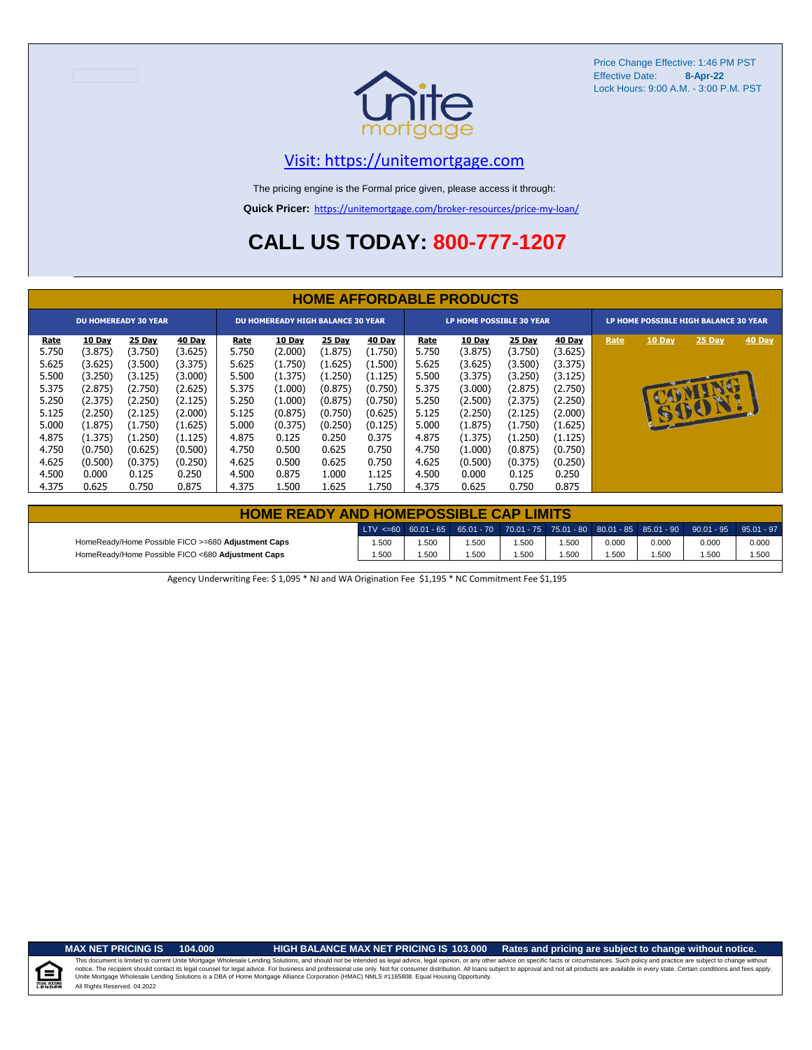Price Change Effective: 1:46 PM PST
Effective Date: **8-Apr-22**
Lock Hours: 9:00 A.M. - 3:00 P.M. PST

unite mortgage

[Visit: https://unitemortgage.com](https://unitemortgage.com)

The pricing engine is the Formal price given, please access it through:

**Quick Pricer:** https://unitemortgage.com/broker-resources/price-my-loan/

# CALL US TODAY: 800-777-1207

## HOME AFFORDABLE PRODUCTS

| DU HOMEREADY 30 YEAR | | | | DU HOMEREADY HIGH BALANCE 30 YEAR | | | | LP HOME POSSIBLE 30 YEAR | | | | LP HOME POSSIBLE HIGH BALANCE 30 YEAR | | | |
|---|---|---|---|---|---|---|---|---|---|---|---|---|---|---|---|
| Rate | 10 Day | 25 Day | 40 Day | Rate | 10 Day | 25 Day | 40 Day | Rate | 10 Day | 25 Day | 40 Day | Rate | 10 Day | 25 Day | 40 Day |
| 5.750 | (3.875) | (3.750) | (3.625) | 5.750 | (2.000) | (1.875) | (1.750) | 5.750 | (3.875) | (3.750) | (3.625) | COMING SOON! | | | |
| 5.625 | (3.625) | (3.500) | (3.375) | 5.625 | (1.750) | (1.625) | (1.500) | 5.625 | (3.625) | (3.500) | (3.375) | | | | |
| 5.500 | (3.250) | (3.125) | (3.000) | 5.500 | (1.375) | (1.250) | (1.125) | 5.500 | (3.375) | (3.250) | (3.125) | | | | |
| 5.375 | (2.875) | (2.750) | (2.625) | 5.375 | (1.000) | (0.875) | (0.750) | 5.375 | (3.000) | (2.875) | (2.750) | | | | |
| 5.250 | (2.375) | (2.250) | (2.125) | 5.250 | (1.000) | (0.875) | (0.750) | 5.250 | (2.500) | (2.375) | (2.250) | | | | |
| 5.125 | (2.250) | (2.125) | (2.000) | 5.125 | (0.875) | (0.750) | (0.625) | 5.125 | (2.250) | (2.125) | (2.000) | | | | |
| 5.000 | (1.875) | (1.750) | (1.625) | 5.000 | (0.375) | (0.250) | (0.125) | 5.000 | (1.875) | (1.750) | (1.625) | | | | |
| 4.875 | (1.375) | (1.250) | (1.125) | 4.875 | 0.125 | 0.250 | 0.375 | 4.875 | (1.375) | (1.250) | (1.125) | | | | |
| 4.750 | (0.750) | (0.625) | (0.500) | 4.750 | 0.500 | 0.625 | 0.750 | 4.750 | (1.000) | (0.875) | (0.750) | | | | |
| 4.625 | (0.500) | (0.375) | (0.250) | 4.625 | 0.500 | 0.625 | 0.750 | 4.625 | (0.500) | (0.375) | (0.250) | | | | |
| 4.500 | 0.000 | 0.125 | 0.250 | 4.500 | 0.875 | 1.000 | 1.125 | 4.500 | 0.000 | 0.125 | 0.250 | | | | |
| 4.375 | 0.625 | 0.750 | 0.875 | 4.375 | 1.500 | 1.625 | 1.750 | 4.375 | 0.625 | 0.750 | 0.875 | | | | |

## HOME READY AND HOMEPOSSIBLE CAP LIMITS

| | LTV <=60 | 60.01 - 65 | 65.01 - 70 | 70.01 - 75 | 75.01 - 80 | 80.01 - 85 | 85.01 - 90 | 90.01 - 95 | 95.01 - 97 |
|---|---|---|---|---|---|---|---|---|---|
| HomeReady/Home Possible FICO >=680 **Adjustment Caps** | 1.500 | 1.500 | 1.500 | 1.500 | 1.500 | 0.000 | 0.000 | 0.000 | 0.000 |
| HomeReady/Home Possible FICO <680 **Adjustment Caps** | 1.500 | 1.500 | 1.500 | 1.500 | 1.500 | 1.500 | 1.500 | 1.500 | 1.500 |

Agency Underwriting Fee: $ 1,095 * NJ and WA Origination Fee $1,195 * NC Commitment Fee $1,195

**MAX NET PRICING IS 104.000** **HIGH BALANCE MAX NET PRICING IS 103.000** **Rates and pricing are subject to change without notice.**

This document is limited to current Unite Mortgage Wholesale Lending Solutions, and should not be intended as legal advice, legal opinion, or any other advice on specific facts or circumstances. Such policy and practice are subject to change without notice. The recipient should contact its legal counsel for legal advice. For business and professional use only. Not for consumer distribution. All loans subject to approval and not all products are available in every state. Certain conditions and fees apply. Unite Mortgage Wholesale Lending Solutions is a DBA of Home Mortgage Alliance Corporation (HMAC) NMLS #1165808. Equal Housing Opportunity.
All Rights Reserved. 04.2022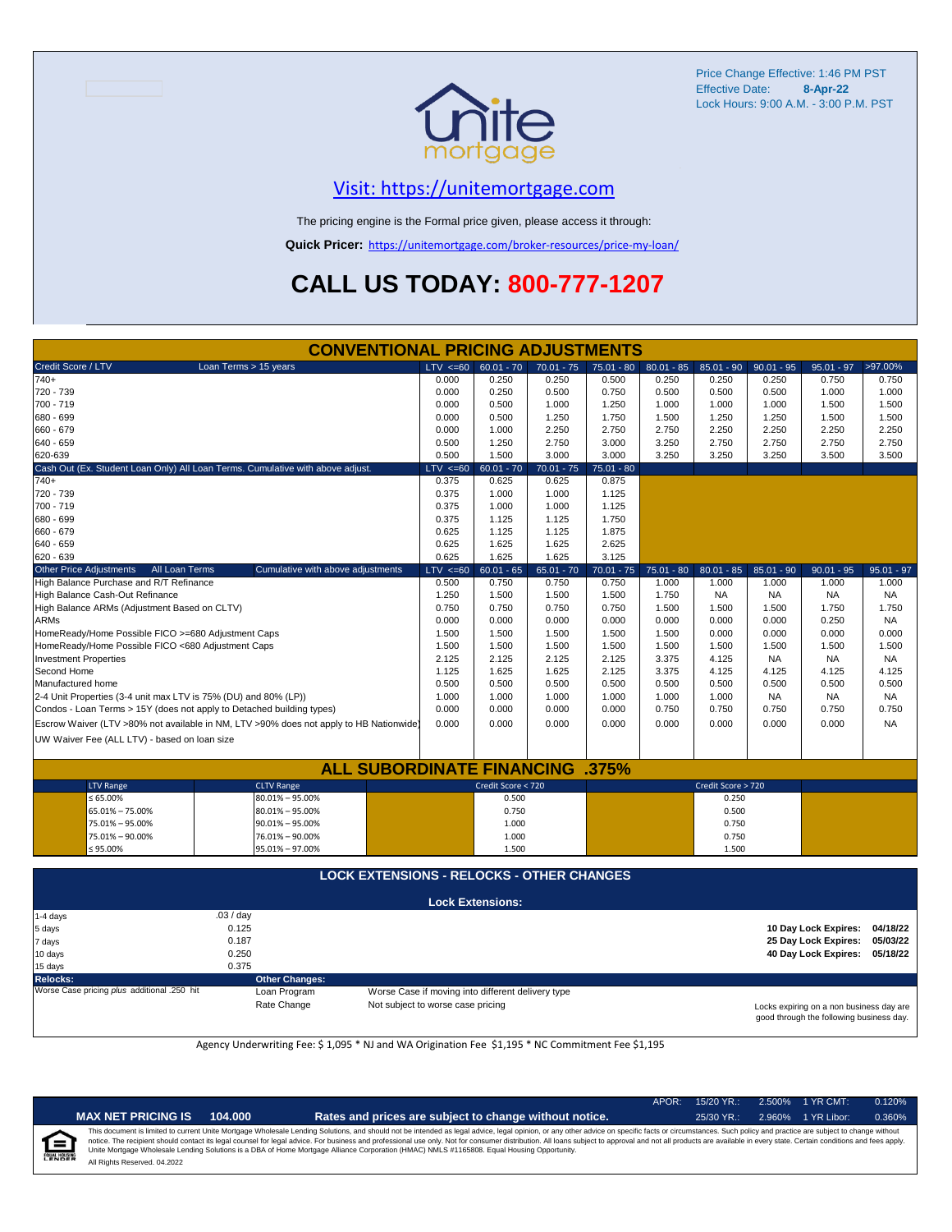Price Change Effective: 1:46 PM PST
Effective Date: **8-Apr-22**
Lock Hours: 9:00 A.M. - 3:00 P.M. PST

unite mortgage

## Visit: https://unitemortgage.com

The pricing engine is the Formal price given, please access it through:

**Quick Pricer:** https://unitemortgage.com/broker-resources/price-my-loan/

# CALL US TODAY: 800-777-1207

## CONVENTIONAL PRICING ADJUSTMENTS

| Credit Score / LTV — Loan Terms > 15 years | LTV <=60 | 60.01 - 70 | 70.01 - 75 | 75.01 - 80 | 80.01 - 85 | 85.01 - 90 | 90.01 - 95 | 95.01 - 97 | >97.00% |
|---|---|---|---|---|---|---|---|---|---|
| 740+ | 0.000 | 0.250 | 0.250 | 0.500 | 0.250 | 0.250 | 0.250 | 0.750 | 0.750 |
| 720 - 739 | 0.000 | 0.250 | 0.500 | 0.750 | 0.500 | 0.500 | 0.500 | 1.000 | 1.000 |
| 700 - 719 | 0.000 | 0.500 | 1.000 | 1.250 | 1.000 | 1.000 | 1.000 | 1.500 | 1.500 |
| 680 - 699 | 0.000 | 0.500 | 1.250 | 1.750 | 1.500 | 1.250 | 1.250 | 1.500 | 1.500 |
| 660 - 679 | 0.000 | 1.000 | 2.250 | 2.750 | 2.750 | 2.250 | 2.250 | 2.250 | 2.250 |
| 640 - 659 | 0.500 | 1.250 | 2.750 | 3.000 | 3.250 | 2.750 | 2.750 | 2.750 | 2.750 |
| 620-639 | 0.500 | 1.500 | 3.000 | 3.000 | 3.250 | 3.250 | 3.250 | 3.500 | 3.500 |

| Cash Out (Ex. Student Loan Only) All Loan Terms. Cumulative with above adjust. | LTV <=60 | 60.01 - 70 | 70.01 - 75 | 75.01 - 80 |
|---|---|---|---|---|
| 740+ | 0.375 | 0.625 | 0.625 | 0.875 |
| 720 - 739 | 0.375 | 1.000 | 1.000 | 1.125 |
| 700 - 719 | 0.375 | 1.000 | 1.000 | 1.125 |
| 680 - 699 | 0.375 | 1.125 | 1.125 | 1.750 |
| 660 - 679 | 0.625 | 1.125 | 1.125 | 1.875 |
| 640 - 659 | 0.625 | 1.625 | 1.625 | 2.625 |
| 620 - 639 | 0.625 | 1.625 | 1.625 | 3.125 |

| Other Price Adjustments — All Loan Terms — Cumulative with above adjustments | LTV <=60 | 60.01 - 65 | 65.01 - 70 | 70.01 - 75 | 75.01 - 80 | 80.01 - 85 | 85.01 - 90 | 90.01 - 95 | 95.01 - 97 |
|---|---|---|---|---|---|---|---|---|---|
| High Balance Purchase and R/T Refinance | 0.500 | 0.750 | 0.750 | 0.750 | 1.000 | 1.000 | 1.000 | 1.000 | 1.000 |
| High Balance Cash-Out Refinance | 1.250 | 1.500 | 1.500 | 1.500 | 1.750 | NA | NA | NA | NA |
| High Balance ARMs (Adjustment Based on CLTV) | 0.750 | 0.750 | 0.750 | 0.750 | 1.500 | 1.500 | 1.500 | 1.750 | 1.750 |
| ARMs | 0.000 | 0.000 | 0.000 | 0.000 | 0.000 | 0.000 | 0.000 | 0.250 | NA |
| HomeReady/Home Possible FICO >=680 Adjustment Caps | 1.500 | 1.500 | 1.500 | 1.500 | 1.500 | 0.000 | 0.000 | 0.000 | 0.000 |
| HomeReady/Home Possible FICO <680 Adjustment Caps | 1.500 | 1.500 | 1.500 | 1.500 | 1.500 | 1.500 | 1.500 | 1.500 | 1.500 |
| Investment Properties | 2.125 | 2.125 | 2.125 | 2.125 | 3.375 | 4.125 | NA | NA | NA |
| Second Home | 1.125 | 1.625 | 1.625 | 2.125 | 3.375 | 4.125 | 4.125 | 4.125 | 4.125 |
| Manufactured home | 0.500 | 0.500 | 0.500 | 0.500 | 0.500 | 0.500 | 0.500 | 0.500 | 0.500 |
| 2-4 Unit Properties (3-4 unit max LTV is 75% (DU) and 80% (LP)) | 1.000 | 1.000 | 1.000 | 1.000 | 1.000 | 1.000 | NA | NA | NA |
| Condos - Loan Terms > 15Y (does not apply to Detached building types) | 0.000 | 0.000 | 0.000 | 0.000 | 0.750 | 0.750 | 0.750 | 0.750 | 0.750 |
| Escrow Waiver (LTV >80% not available in NM, LTV >90% does not apply to HB Nationwide) | 0.000 | 0.000 | 0.000 | 0.000 | 0.000 | 0.000 | 0.000 | 0.000 | NA |
| UW Waiver Fee (ALL LTV) - based on loan size | | | | | | | | | |

## ALL SUBORDINATE FINANCING .375%

| LTV Range | CLTV Range | Credit Score < 720 | Credit Score > 720 |
|---|---|---|---|
| ≤ 65.00% | 80.01% – 95.00% | 0.500 | 0.250 |
| 65.01% – 75.00% | 80.01% – 95.00% | 0.750 | 0.500 |
| 75.01% – 95.00% | 90.01% – 95.00% | 1.000 | 0.750 |
| 75.01% – 90.00% | 76.01% – 90.00% | 1.000 | 0.750 |
| ≤ 95.00% | 95.01% – 97.00% | 1.500 | 1.500 |

## LOCK EXTENSIONS - RELOCKS - OTHER CHANGES

### Lock Extensions:

| Term | Fee |
|---|---|
| 1-4 days | .03 / day |
| 5 days | 0.125 |
| 7 days | 0.187 |
| 10 days | 0.250 |
| 15 days | 0.375 |

**10 Day Lock Expires:** 04/18/22
**25 Day Lock Expires:** 05/03/22
**40 Day Lock Expires:** 05/18/22

**Relocks:**
Worse Case pricing *plus* additional .250 hit

**Other Changes:**

| | |
|---|---|
| Loan Program | Worse Case if moving into different delivery type |
| Rate Change | Not subject to worse case pricing |

Locks expiring on a non business day are good through the following business day.

Agency Underwriting Fee: $ 1,095 * NJ and WA Origination Fee $1,195 * NC Commitment Fee $1,195

**MAX NET PRICING IS 104.000** — **Rates and prices are subject to change without notice.**

APOR: 15/20 YR.: 2.500% | 1 YR CMT: 0.120% | 25/30 YR.: 2.960% | 1 YR Libor: 0.360%

This document is limited to current Unite Mortgage Wholesale Lending Solutions, and should not be intended as legal advice, legal opinion, or any other advice on specific facts or circumstances. Such policy and practice are subject to change without notice. The recipient should contact its legal counsel for legal advice. For business and professional use only. Not for consumer distribution. All loans subject to approval and not all products are available in every state. Certain conditions and fees apply. Unite Mortgage Wholesale Lending Solutions is a DBA of Home Mortgage Alliance Corporation (HMAC) NMLS #1165808. Equal Housing Opportunity.
All Rights Reserved. 04.2022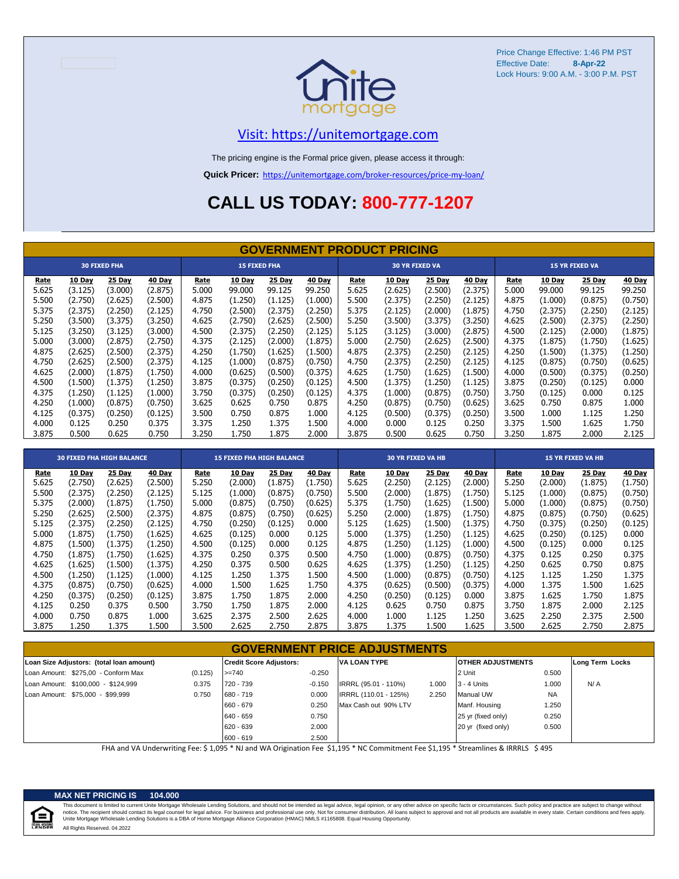Price Change Effective: 1:46 PM PST
Effective Date: **8-Apr-22**
Lock Hours: 9:00 A.M. - 3:00 P.M. PST

Visit: https://unitemortgage.com

The pricing engine is the Formal price given, please access it through:

**Quick Pricer:** https://unitemortgage.com/broker-resources/price-my-loan/

# CALL US TODAY: 800-777-1207

## GOVERNMENT PRODUCT PRICING

| 30 FIXED FHA | | | | 15 FIXED FHA | | | | 30 YR FIXED VA | | | | 15 YR FIXED VA | | | |
|---|---|---|---|---|---|---|---|---|---|---|---|---|---|---|---|
| Rate | 10 Day | 25 Day | 40 Day | Rate | 10 Day | 25 Day | 40 Day | Rate | 10 Day | 25 Day | 40 Day | Rate | 10 Day | 25 Day | 40 Day |
| 5.625 | (3.125) | (3.000) | (2.875) | 5.000 | 99.000 | 99.125 | 99.250 | 5.625 | (2.625) | (2.500) | (2.375) | 5.000 | 99.000 | 99.125 | 99.250 |
| 5.500 | (2.750) | (2.625) | (2.500) | 4.875 | (1.250) | (1.125) | (1.000) | 5.500 | (2.375) | (2.250) | (2.125) | 4.875 | (1.000) | (0.875) | (0.750) |
| 5.375 | (2.375) | (2.250) | (2.125) | 4.750 | (2.500) | (2.375) | (2.250) | 5.375 | (2.125) | (2.000) | (1.875) | 4.750 | (2.375) | (2.250) | (2.125) |
| 5.250 | (3.500) | (3.375) | (3.250) | 4.625 | (2.750) | (2.625) | (2.500) | 5.250 | (3.500) | (3.375) | (3.250) | 4.625 | (2.500) | (2.375) | (2.250) |
| 5.125 | (3.250) | (3.125) | (3.000) | 4.500 | (2.375) | (2.250) | (2.125) | 5.125 | (3.125) | (3.000) | (2.875) | 4.500 | (2.125) | (2.000) | (1.875) |
| 5.000 | (3.000) | (2.875) | (2.750) | 4.375 | (2.125) | (2.000) | (1.875) | 5.000 | (2.750) | (2.625) | (2.500) | 4.375 | (1.875) | (1.750) | (1.625) |
| 4.875 | (2.625) | (2.500) | (2.375) | 4.250 | (1.750) | (1.625) | (1.500) | 4.875 | (2.375) | (2.250) | (2.125) | 4.250 | (1.500) | (1.375) | (1.250) |
| 4.750 | (2.625) | (2.500) | (2.375) | 4.125 | (1.000) | (0.875) | (0.750) | 4.750 | (2.375) | (2.250) | (2.125) | 4.125 | (0.875) | (0.750) | (0.625) |
| 4.625 | (2.000) | (1.875) | (1.750) | 4.000 | (0.625) | (0.500) | (0.375) | 4.625 | (1.750) | (1.625) | (1.500) | 4.000 | (0.500) | (0.375) | (0.250) |
| 4.500 | (1.500) | (1.375) | (1.250) | 3.875 | (0.375) | (0.250) | (0.125) | 4.500 | (1.375) | (1.250) | (1.125) | 3.875 | (0.250) | (0.125) | 0.000 |
| 4.375 | (1.250) | (1.125) | (1.000) | 3.750 | (0.375) | (0.250) | (0.125) | 4.375 | (1.000) | (0.875) | (0.750) | 3.750 | (0.125) | 0.000 | 0.125 |
| 4.250 | (1.000) | (0.875) | (0.750) | 3.625 | 0.625 | 0.750 | 0.875 | 4.250 | (0.875) | (0.750) | (0.625) | 3.625 | 0.750 | 0.875 | 1.000 |
| 4.125 | (0.375) | (0.250) | (0.125) | 3.500 | 0.750 | 0.875 | 1.000 | 4.125 | (0.500) | (0.375) | (0.250) | 3.500 | 1.000 | 1.125 | 1.250 |
| 4.000 | 0.125 | 0.250 | 0.375 | 3.375 | 1.250 | 1.375 | 1.500 | 4.000 | 0.000 | 0.125 | 0.250 | 3.375 | 1.500 | 1.625 | 1.750 |
| 3.875 | 0.500 | 0.625 | 0.750 | 3.250 | 1.750 | 1.875 | 2.000 | 3.875 | 0.500 | 0.625 | 0.750 | 3.250 | 1.875 | 2.000 | 2.125 |

| 30 FIXED FHA HIGH BALANCE | | | | 15 FIXED FHA HIGH BALANCE | | | | 30 YR FIXED VA HB | | | | 15 YR FIXED VA HB | | | |
|---|---|---|---|---|---|---|---|---|---|---|---|---|---|---|---|
| Rate | 10 Day | 25 Day | 40 Day | Rate | 10 Day | 25 Day | 40 Day | Rate | 10 Day | 25 Day | 40 Day | Rate | 10 Day | 25 Day | 40 Day |
| 5.625 | (2.750) | (2.625) | (2.500) | 5.250 | (2.000) | (1.875) | (1.750) | 5.625 | (2.250) | (2.125) | (2.000) | 5.250 | (2.000) | (1.875) | (1.750) |
| 5.500 | (2.375) | (2.250) | (2.125) | 5.125 | (1.000) | (0.875) | (0.750) | 5.500 | (2.000) | (1.875) | (1.750) | 5.125 | (1.000) | (0.875) | (0.750) |
| 5.375 | (2.000) | (1.875) | (1.750) | 5.000 | (0.875) | (0.750) | (0.625) | 5.375 | (1.750) | (1.625) | (1.500) | 5.000 | (1.000) | (0.875) | (0.750) |
| 5.250 | (2.625) | (2.500) | (2.375) | 4.875 | (0.875) | (0.750) | (0.625) | 5.250 | (2.000) | (1.875) | (1.750) | 4.875 | (0.875) | (0.750) | (0.625) |
| 5.125 | (2.375) | (2.250) | (2.125) | 4.750 | (0.250) | (0.125) | 0.000 | 5.125 | (1.625) | (1.500) | (1.375) | 4.750 | (0.375) | (0.250) | (0.125) |
| 5.000 | (1.875) | (1.750) | (1.625) | 4.625 | (0.125) | 0.000 | 0.125 | 5.000 | (1.375) | (1.250) | (1.125) | 4.625 | (0.250) | (0.125) | 0.000 |
| 4.875 | (1.500) | (1.375) | (1.250) | 4.500 | (0.125) | 0.000 | 0.125 | 4.875 | (1.250) | (1.125) | (1.000) | 4.500 | (0.125) | 0.000 | 0.125 |
| 4.750 | (1.875) | (1.750) | (1.625) | 4.375 | 0.250 | 0.375 | 0.500 | 4.750 | (1.000) | (0.875) | (0.750) | 4.375 | 0.125 | 0.250 | 0.375 |
| 4.625 | (1.625) | (1.500) | (1.375) | 4.250 | 0.375 | 0.500 | 0.625 | 4.625 | (1.375) | (1.250) | (1.125) | 4.250 | 0.625 | 0.750 | 0.875 |
| 4.500 | (1.250) | (1.125) | (1.000) | 4.125 | 1.250 | 1.375 | 1.500 | 4.500 | (1.000) | (0.875) | (0.750) | 4.125 | 1.125 | 1.250 | 1.375 |
| 4.375 | (0.875) | (0.750) | (0.625) | 4.000 | 1.500 | 1.625 | 1.750 | 4.375 | (0.625) | (0.500) | (0.375) | 4.000 | 1.375 | 1.500 | 1.625 |
| 4.250 | (0.375) | (0.250) | (0.125) | 3.875 | 1.750 | 1.875 | 2.000 | 4.250 | (0.250) | (0.125) | 0.000 | 3.875 | 1.625 | 1.750 | 1.875 |
| 4.125 | 0.250 | 0.375 | 0.500 | 3.750 | 1.750 | 1.875 | 2.000 | 4.125 | 0.625 | 0.750 | 0.875 | 3.750 | 1.875 | 2.000 | 2.125 |
| 4.000 | 0.750 | 0.875 | 1.000 | 3.625 | 2.375 | 2.500 | 2.625 | 4.000 | 1.000 | 1.125 | 1.250 | 3.625 | 2.250 | 2.375 | 2.500 |
| 3.875 | 1.250 | 1.375 | 1.500 | 3.500 | 2.625 | 2.750 | 2.875 | 3.875 | 1.375 | 1.500 | 1.625 | 3.500 | 2.625 | 2.750 | 2.875 |

## GOVERNMENT PRICE ADJUSTMENTS

| Loan Size Adjustors: (total loan amount) | | Credit Score Adjustors: | | VA LOAN TYPE | | OTHER ADJUSTMENTS | | Long Term Locks |
|---|---|---|---|---|---|---|---|---|
| Loan Amount: $275,00 - Conform Max | (0.125) | >=740 | -0.250 | | | 2 Unit | 0.500 | |
| Loan Amount: $100,000 - $124,999 | 0.375 | 720 - 739 | -0.150 | IRRRL (95.01 - 110%) | 1.000 | 3 - 4 Units | 1.000 | N/ A |
| Loan Amount: $75,000 - $99,999 | 0.750 | 680 - 719 | 0.000 | IRRRL (110.01 - 125%) | 2.250 | Manual UW | NA | |
| | | 660 - 679 | 0.250 | Max Cash out 90% LTV | | Manf. Housing | 1.250 | |
| | | 640 - 659 | 0.750 | | | 25 yr (fixed only) | 0.250 | |
| | | 620 - 639 | 2.000 | | | 20 yr (fixed only) | 0.500 | |
| | | 600 - 619 | 2.500 | | | | | |

FHA and VA Underwriting Fee: $ 1,095 * NJ and WA Origination Fee $1,195 * NC Commitment Fee $1,195 * Streamlines & IRRRLS $ 495

**MAX NET PRICING IS 104.000**

This document is limited to current Unite Mortgage Wholesale Lending Solutions, and should not be intended as legal advice, legal opinion, or any other advice on specific facts or circumstances. Such policy and practice are subject to change without notice. The recipient should contact its legal counsel for legal advice. For business and professional use only. Not for consumer distribution. All loans subject to approval and not all products are available in every state. Certain conditions and fees apply. Unite Mortgage Wholesale Lending Solutions is a DBA of Home Mortgage Alliance Corporation (HMAC) NMLS #1165808. Equal Housing Opportunity.

All Rights Reserved. 04.2022